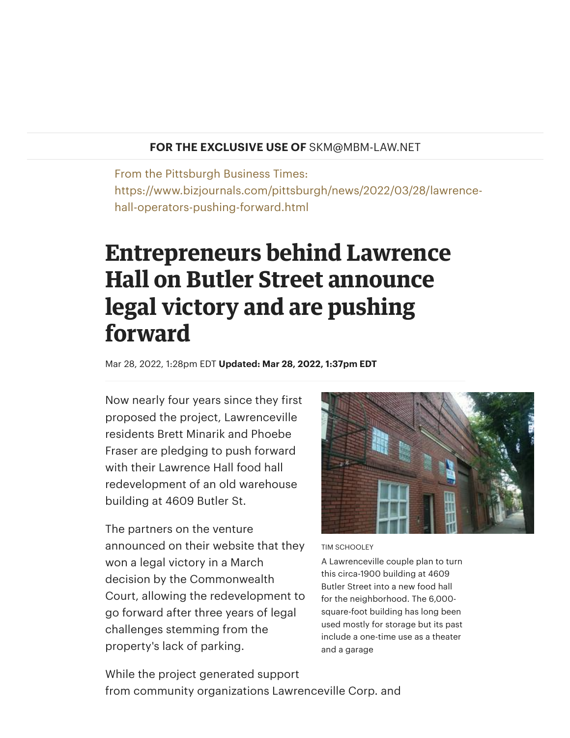**FOR THE EXCLUSIVE USE OF** SKM@MBM-LAW.NET

From the Pittsburgh Business Times:
https://www.bizjournals.com/pittsburgh/news/2022/03/28/lawrence-hall-operators-pushing-forward.html

# Entrepreneurs behind Lawrence Hall on Butler Street announce legal victory and are pushing forward

Mar 28, 2022, 1:28pm EDT **Updated: Mar 28, 2022, 1:37pm EDT**

TIM SCHOOLEY

A Lawrenceville couple plan to turn this circa-1900 building at 4609 Butler Street into a new food hall for the neighborhood. The 6,000-square-foot building has long been used mostly for storage but its past include a one-time use as a theater and a garage

Now nearly four years since they first proposed the project, Lawrenceville residents Brett Minarik and Phoebe Fraser are pledging to push forward with their Lawrence Hall food hall redevelopment of an old warehouse building at 4609 Butler St.

The partners on the venture announced on their website that they won a legal victory in a March decision by the Commonwealth Court, allowing the redevelopment to go forward after three years of legal challenges stemming from the property's lack of parking.

While the project generated support from community organizations Lawrenceville Corp. and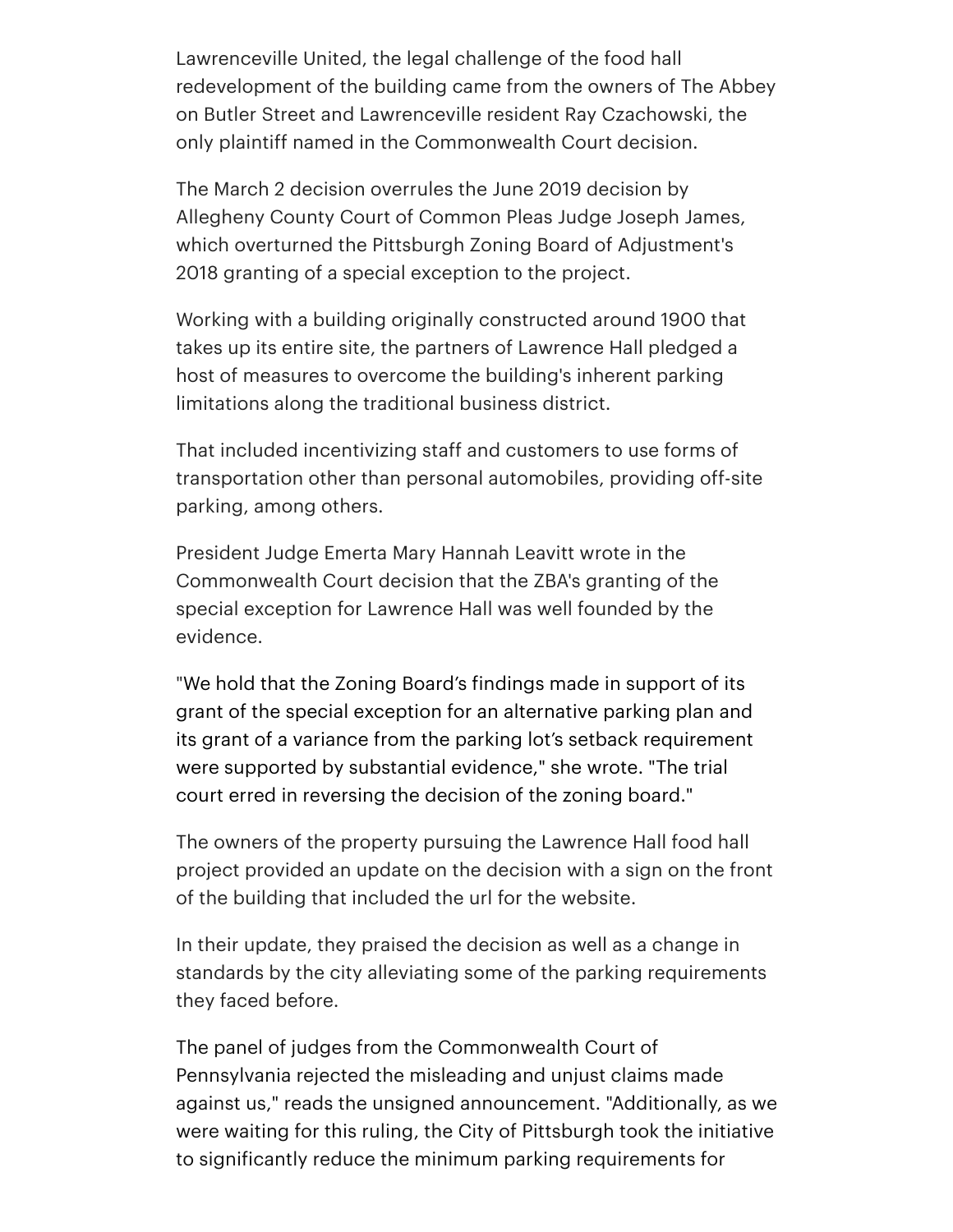Lawrenceville United, the legal challenge of the food hall redevelopment of the building came from the owners of The Abbey on Butler Street and Lawrenceville resident Ray Czachowski, the only plaintiff named in the Commonwealth Court decision.

The March 2 decision overrules the June 2019 decision by Allegheny County Court of Common Pleas Judge Joseph James, which overturned the Pittsburgh Zoning Board of Adjustment's 2018 granting of a special exception to the project.

Working with a building originally constructed around 1900 that takes up its entire site, the partners of Lawrence Hall pledged a host of measures to overcome the building's inherent parking limitations along the traditional business district.

That included incentivizing staff and customers to use forms of transportation other than personal automobiles, providing off-site parking, among others.

President Judge Emerta Mary Hannah Leavitt wrote in the Commonwealth Court decision that the ZBA's granting of the special exception for Lawrence Hall was well founded by the evidence.

"We hold that the Zoning Board's findings made in support of its grant of the special exception for an alternative parking plan and its grant of a variance from the parking lot's setback requirement were supported by substantial evidence," she wrote. "The trial court erred in reversing the decision of the zoning board."

The owners of the property pursuing the Lawrence Hall food hall project provided an update on the decision with a sign on the front of the building that included the url for the website.

In their update, they praised the decision as well as a change in standards by the city alleviating some of the parking requirements they faced before.

The panel of judges from the Commonwealth Court of Pennsylvania rejected the misleading and unjust claims made against us," reads the unsigned announcement. "Additionally, as we were waiting for this ruling, the City of Pittsburgh took the initiative to significantly reduce the minimum parking requirements for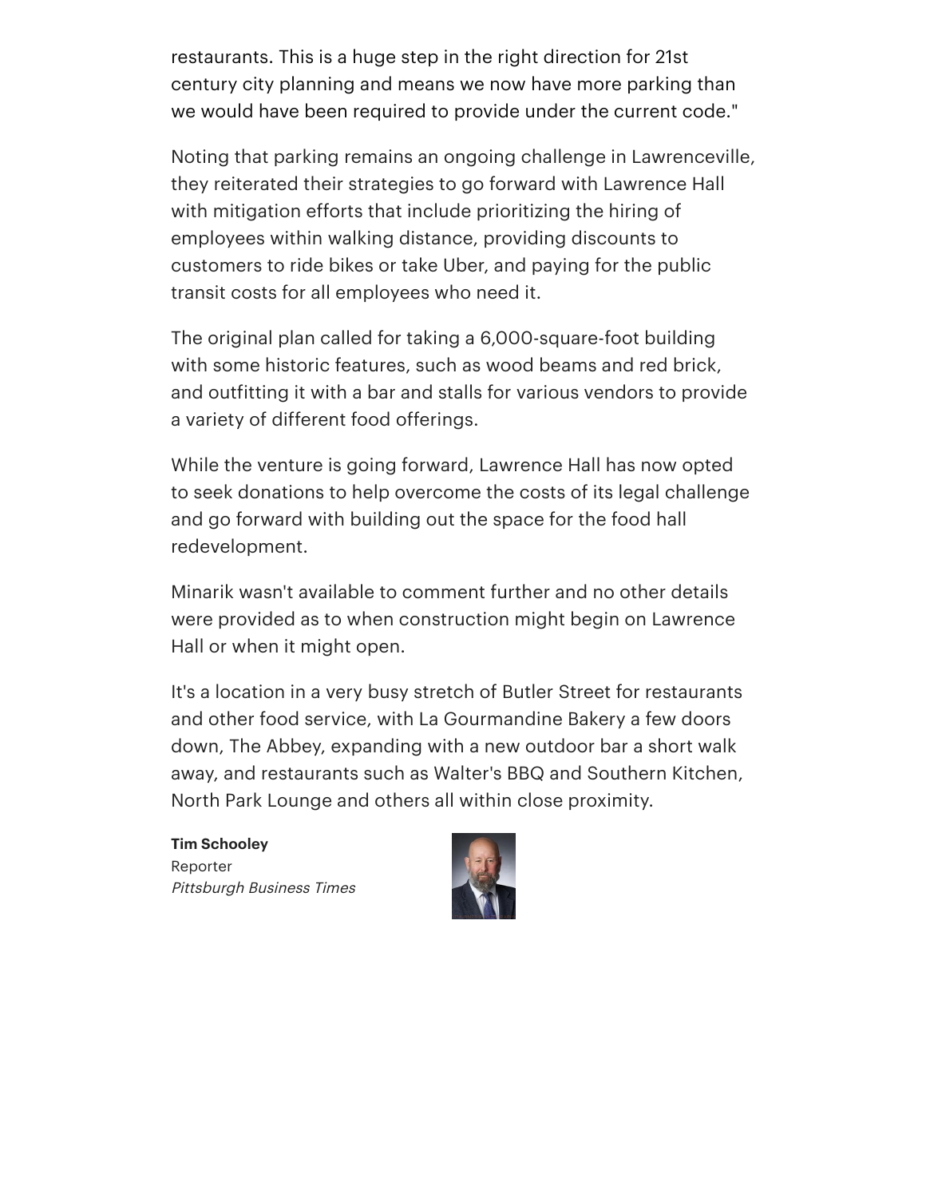restaurants. This is a huge step in the right direction for 21st century city planning and means we now have more parking than we would have been required to provide under the current code."

Noting that parking remains an ongoing challenge in Lawrenceville, they reiterated their strategies to go forward with Lawrence Hall with mitigation efforts that include prioritizing the hiring of employees within walking distance, providing discounts to customers to ride bikes or take Uber, and paying for the public transit costs for all employees who need it.

The original plan called for taking a 6,000-square-foot building with some historic features, such as wood beams and red brick, and outfitting it with a bar and stalls for various vendors to provide a variety of different food offerings.

While the venture is going forward, Lawrence Hall has now opted to seek donations to help overcome the costs of its legal challenge and go forward with building out the space for the food hall redevelopment.

Minarik wasn't available to comment further and no other details were provided as to when construction might begin on Lawrence Hall or when it might open.

It's a location in a very busy stretch of Butler Street for restaurants and other food service, with La Gourmandine Bakery a few doors down, The Abbey, expanding with a new outdoor bar a short walk away, and restaurants such as Walter's BBQ and Southern Kitchen, North Park Lounge and others all within close proximity.

**Tim Schooley**
Reporter
*Pittsburgh Business Times*